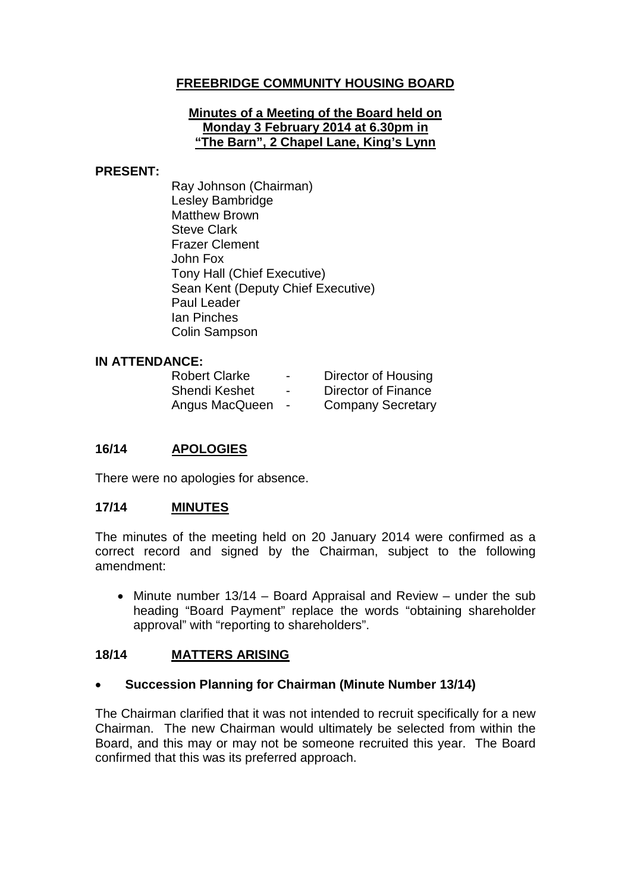# FREEBRIDGE COMMUNITY HOUSING BOARD

**Minutes of a Meeting of the Board held on**
**Monday 3 February 2014 at 6.30pm in**
**"The Barn", 2 Chapel Lane, King's Lynn**

**PRESENT:**

Ray Johnson (Chairman)
Lesley Bambridge
Matthew Brown
Steve Clark
Frazer Clement
John Fox
Tony Hall (Chief Executive)
Sean Kent (Deputy Chief Executive)
Paul Leader
Ian Pinches
Colin Sampson

**IN ATTENDANCE:**

| | | |
|---|---|---|
| Robert Clarke | - | Director of Housing |
| Shendi Keshet | - | Director of Finance |
| Angus MacQueen | - | Company Secretary |

## 16/14 APOLOGIES

There were no apologies for absence.

## 17/14 MINUTES

The minutes of the meeting held on 20 January 2014 were confirmed as a correct record and signed by the Chairman, subject to the following amendment:

- Minute number 13/14 – Board Appraisal and Review – under the sub heading "Board Payment" replace the words "obtaining shareholder approval" with "reporting to shareholders".

## 18/14 MATTERS ARISING

- **Succession Planning for Chairman (Minute Number 13/14)**

The Chairman clarified that it was not intended to recruit specifically for a new Chairman. The new Chairman would ultimately be selected from within the Board, and this may or may not be someone recruited this year. The Board confirmed that this was its preferred approach.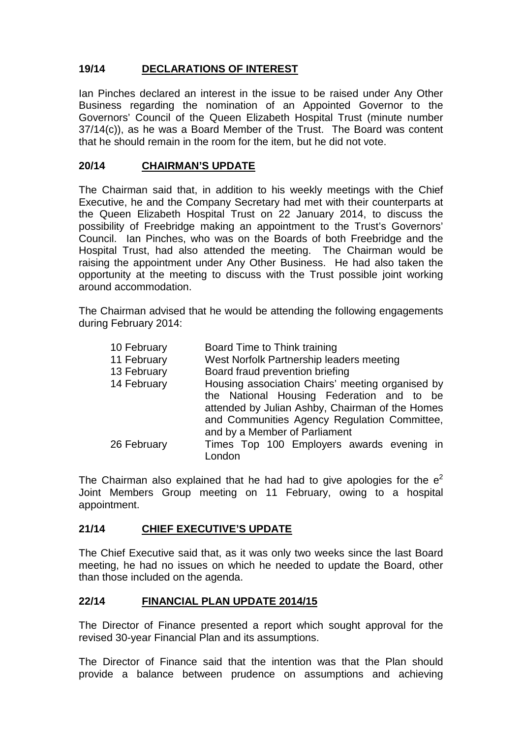## 19/14 DECLARATIONS OF INTEREST

Ian Pinches declared an interest in the issue to be raised under Any Other Business regarding the nomination of an Appointed Governor to the Governors' Council of the Queen Elizabeth Hospital Trust (minute number 37/14(c)), as he was a Board Member of the Trust. The Board was content that he should remain in the room for the item, but he did not vote.

## 20/14 CHAIRMAN'S UPDATE

The Chairman said that, in addition to his weekly meetings with the Chief Executive, he and the Company Secretary had met with their counterparts at the Queen Elizabeth Hospital Trust on 22 January 2014, to discuss the possibility of Freebridge making an appointment to the Trust's Governors' Council. Ian Pinches, who was on the Boards of both Freebridge and the Hospital Trust, had also attended the meeting. The Chairman would be raising the appointment under Any Other Business. He had also taken the opportunity at the meeting to discuss with the Trust possible joint working around accommodation.

The Chairman advised that he would be attending the following engagements during February 2014:

| | |
|---|---|
| 10 February | Board Time to Think training |
| 11 February | West Norfolk Partnership leaders meeting |
| 13 February | Board fraud prevention briefing |
| 14 February | Housing association Chairs' meeting organised by the National Housing Federation and to be attended by Julian Ashby, Chairman of the Homes and Communities Agency Regulation Committee, and by a Member of Parliament |
| 26 February | Times Top 100 Employers awards evening in London |

The Chairman also explained that he had had to give apologies for the $e^2$ Joint Members Group meeting on 11 February, owing to a hospital appointment.

## 21/14 CHIEF EXECUTIVE'S UPDATE

The Chief Executive said that, as it was only two weeks since the last Board meeting, he had no issues on which he needed to update the Board, other than those included on the agenda.

## 22/14 FINANCIAL PLAN UPDATE 2014/15

The Director of Finance presented a report which sought approval for the revised 30-year Financial Plan and its assumptions.

The Director of Finance said that the intention was that the Plan should provide a balance between prudence on assumptions and achieving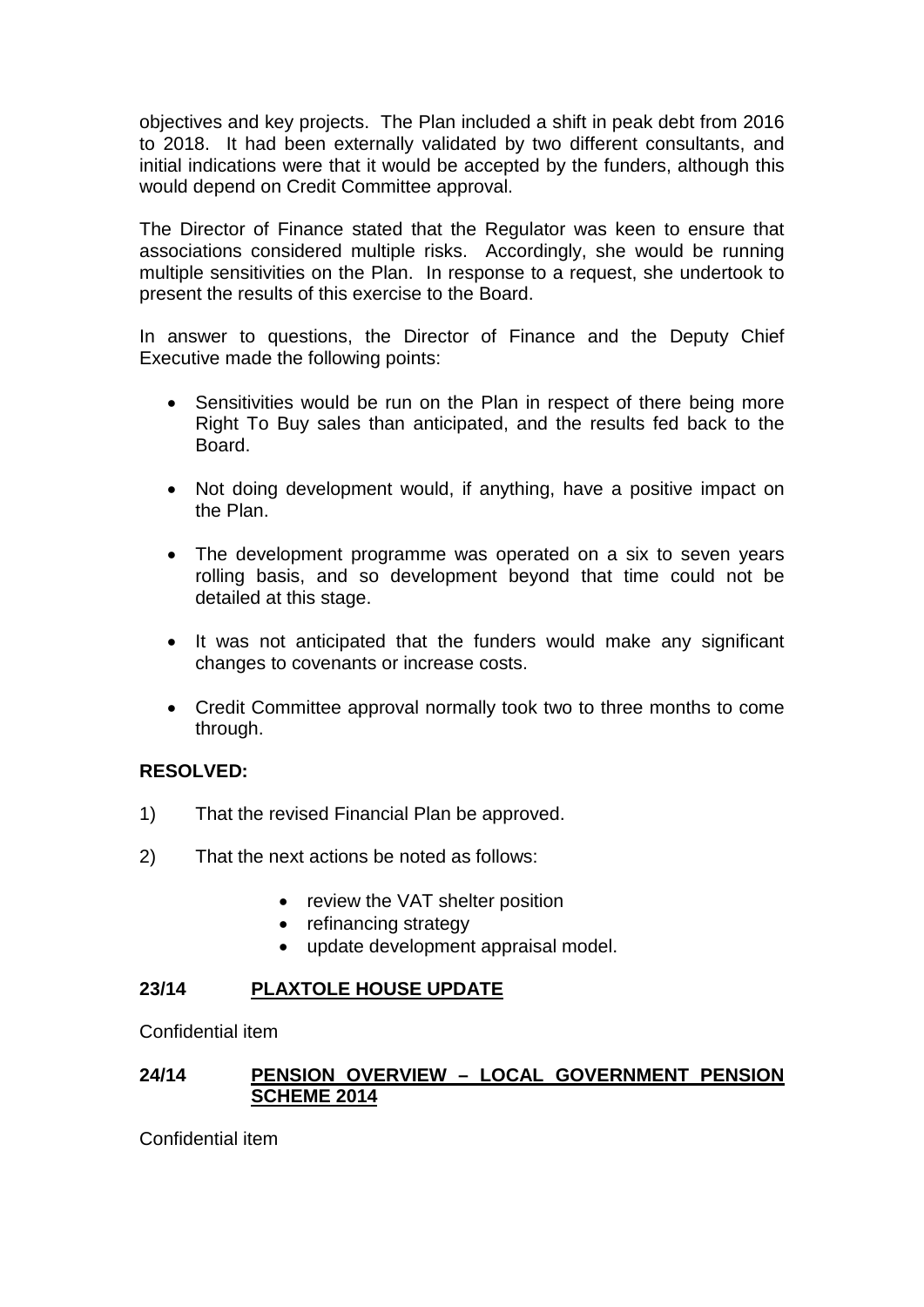objectives and key projects. The Plan included a shift in peak debt from 2016 to 2018. It had been externally validated by two different consultants, and initial indications were that it would be accepted by the funders, although this would depend on Credit Committee approval.

The Director of Finance stated that the Regulator was keen to ensure that associations considered multiple risks. Accordingly, she would be running multiple sensitivities on the Plan. In response to a request, she undertook to present the results of this exercise to the Board.

In answer to questions, the Director of Finance and the Deputy Chief Executive made the following points:

- Sensitivities would be run on the Plan in respect of there being more Right To Buy sales than anticipated, and the results fed back to the Board.

- Not doing development would, if anything, have a positive impact on the Plan.

- The development programme was operated on a six to seven years rolling basis, and so development beyond that time could not be detailed at this stage.

- It was not anticipated that the funders would make any significant changes to covenants or increase costs.

- Credit Committee approval normally took two to three months to come through.

**RESOLVED:**

1) That the revised Financial Plan be approved.

2) That the next actions be noted as follows:

   - review the VAT shelter position
   - refinancing strategy
   - update development appraisal model.

## 23/14 PLAXTOLE HOUSE UPDATE

Confidential item

## 24/14 PENSION OVERVIEW – LOCAL GOVERNMENT PENSION SCHEME 2014

Confidential item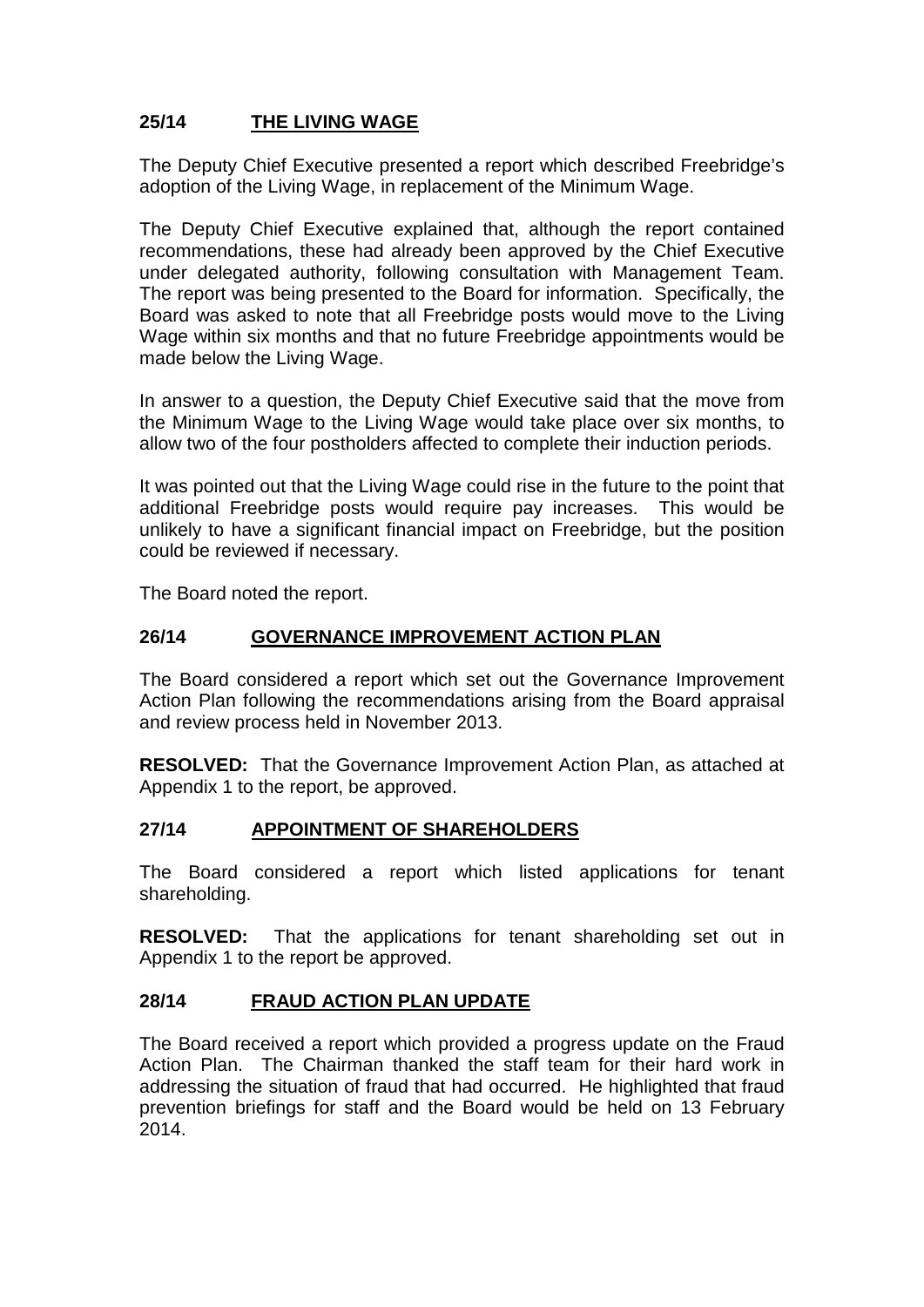## 25/14 THE LIVING WAGE

The Deputy Chief Executive presented a report which described Freebridge's adoption of the Living Wage, in replacement of the Minimum Wage.

The Deputy Chief Executive explained that, although the report contained recommendations, these had already been approved by the Chief Executive under delegated authority, following consultation with Management Team. The report was being presented to the Board for information. Specifically, the Board was asked to note that all Freebridge posts would move to the Living Wage within six months and that no future Freebridge appointments would be made below the Living Wage.

In answer to a question, the Deputy Chief Executive said that the move from the Minimum Wage to the Living Wage would take place over six months, to allow two of the four postholders affected to complete their induction periods.

It was pointed out that the Living Wage could rise in the future to the point that additional Freebridge posts would require pay increases. This would be unlikely to have a significant financial impact on Freebridge, but the position could be reviewed if necessary.

The Board noted the report.

## 26/14 GOVERNANCE IMPROVEMENT ACTION PLAN

The Board considered a report which set out the Governance Improvement Action Plan following the recommendations arising from the Board appraisal and review process held in November 2013.

**RESOLVED:** That the Governance Improvement Action Plan, as attached at Appendix 1 to the report, be approved.

## 27/14 APPOINTMENT OF SHAREHOLDERS

The Board considered a report which listed applications for tenant shareholding.

**RESOLVED:** That the applications for tenant shareholding set out in Appendix 1 to the report be approved.

## 28/14 FRAUD ACTION PLAN UPDATE

The Board received a report which provided a progress update on the Fraud Action Plan. The Chairman thanked the staff team for their hard work in addressing the situation of fraud that had occurred. He highlighted that fraud prevention briefings for staff and the Board would be held on 13 February 2014.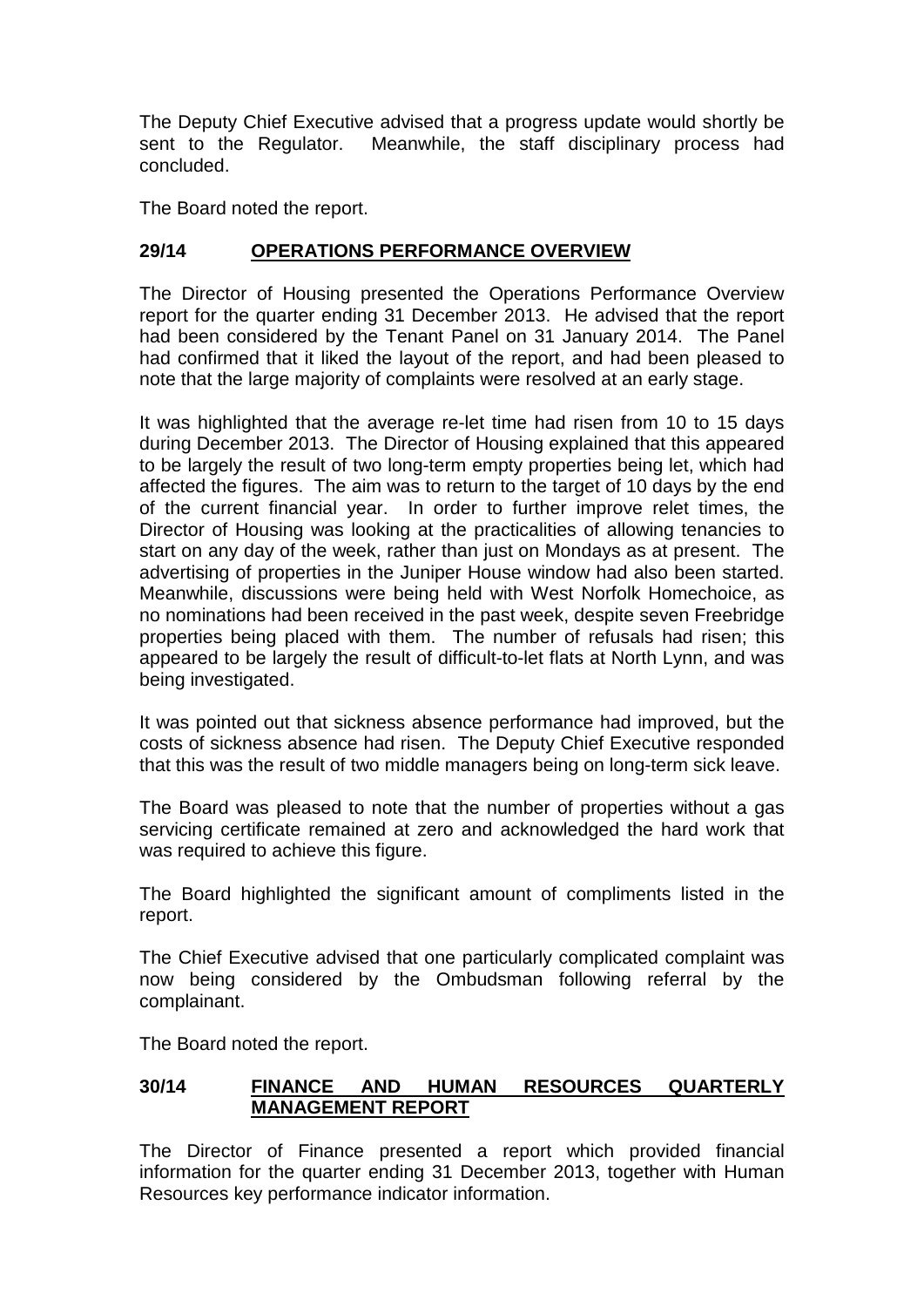The Deputy Chief Executive advised that a progress update would shortly be sent to the Regulator. Meanwhile, the staff disciplinary process had concluded.

The Board noted the report.

## 29/14 OPERATIONS PERFORMANCE OVERVIEW

The Director of Housing presented the Operations Performance Overview report for the quarter ending 31 December 2013. He advised that the report had been considered by the Tenant Panel on 31 January 2014. The Panel had confirmed that it liked the layout of the report, and had been pleased to note that the large majority of complaints were resolved at an early stage.

It was highlighted that the average re-let time had risen from 10 to 15 days during December 2013. The Director of Housing explained that this appeared to be largely the result of two long-term empty properties being let, which had affected the figures. The aim was to return to the target of 10 days by the end of the current financial year. In order to further improve relet times, the Director of Housing was looking at the practicalities of allowing tenancies to start on any day of the week, rather than just on Mondays as at present. The advertising of properties in the Juniper House window had also been started. Meanwhile, discussions were being held with West Norfolk Homechoice, as no nominations had been received in the past week, despite seven Freebridge properties being placed with them. The number of refusals had risen; this appeared to be largely the result of difficult-to-let flats at North Lynn, and was being investigated.

It was pointed out that sickness absence performance had improved, but the costs of sickness absence had risen. The Deputy Chief Executive responded that this was the result of two middle managers being on long-term sick leave.

The Board was pleased to note that the number of properties without a gas servicing certificate remained at zero and acknowledged the hard work that was required to achieve this figure.

The Board highlighted the significant amount of compliments listed in the report.

The Chief Executive advised that one particularly complicated complaint was now being considered by the Ombudsman following referral by the complainant.

The Board noted the report.

## 30/14 FINANCE AND HUMAN RESOURCES QUARTERLY MANAGEMENT REPORT

The Director of Finance presented a report which provided financial information for the quarter ending 31 December 2013, together with Human Resources key performance indicator information.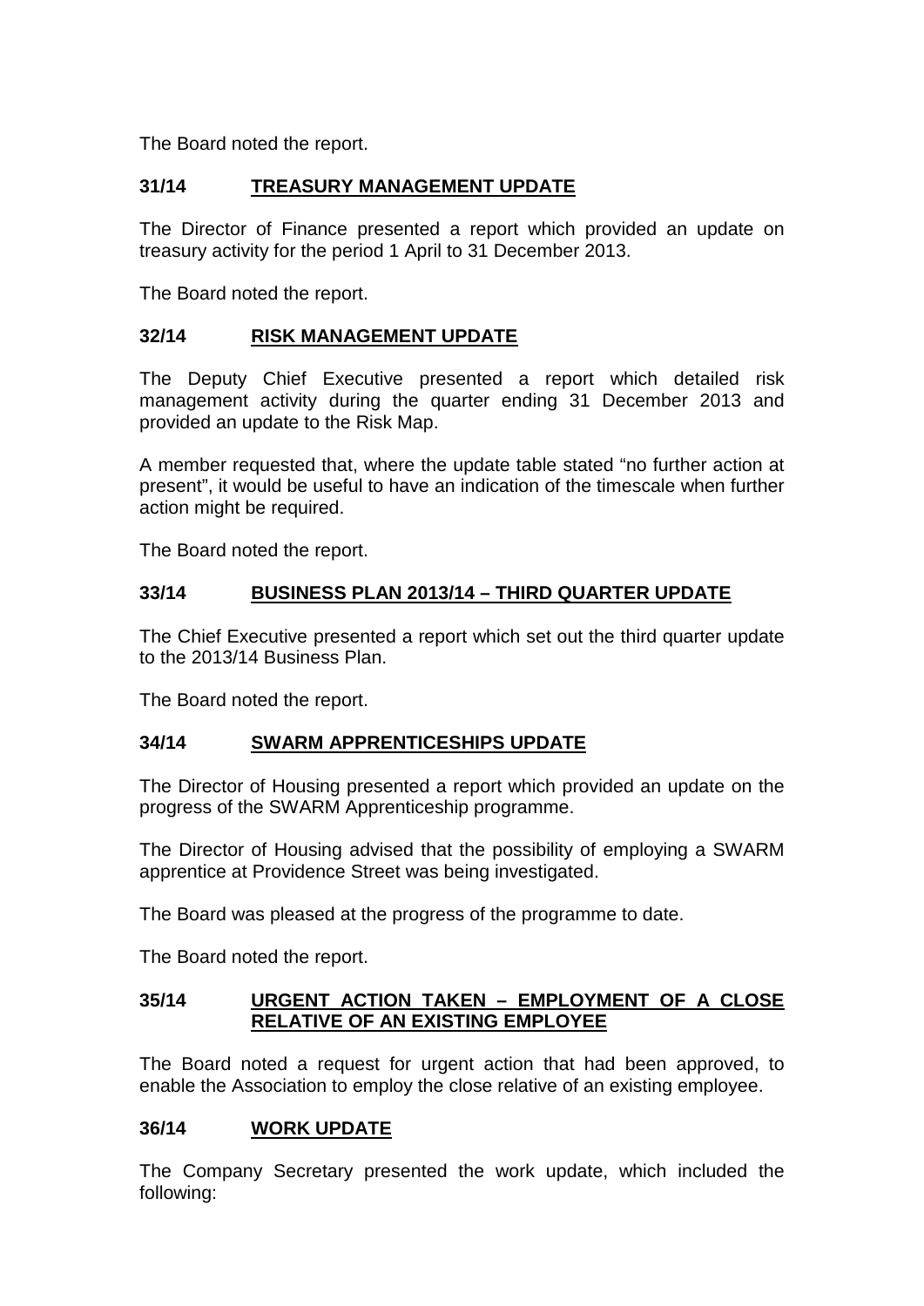The Board noted the report.

### 31/14 TREASURY MANAGEMENT UPDATE

The Director of Finance presented a report which provided an update on treasury activity for the period 1 April to 31 December 2013.

The Board noted the report.

### 32/14 RISK MANAGEMENT UPDATE

The Deputy Chief Executive presented a report which detailed risk management activity during the quarter ending 31 December 2013 and provided an update to the Risk Map.

A member requested that, where the update table stated "no further action at present", it would be useful to have an indication of the timescale when further action might be required.

The Board noted the report.

### 33/14 BUSINESS PLAN 2013/14 – THIRD QUARTER UPDATE

The Chief Executive presented a report which set out the third quarter update to the 2013/14 Business Plan.

The Board noted the report.

### 34/14 SWARM APPRENTICESHIPS UPDATE

The Director of Housing presented a report which provided an update on the progress of the SWARM Apprenticeship programme.

The Director of Housing advised that the possibility of employing a SWARM apprentice at Providence Street was being investigated.

The Board was pleased at the progress of the programme to date.

The Board noted the report.

### 35/14 URGENT ACTION TAKEN – EMPLOYMENT OF A CLOSE RELATIVE OF AN EXISTING EMPLOYEE

The Board noted a request for urgent action that had been approved, to enable the Association to employ the close relative of an existing employee.

### 36/14 WORK UPDATE

The Company Secretary presented the work update, which included the following: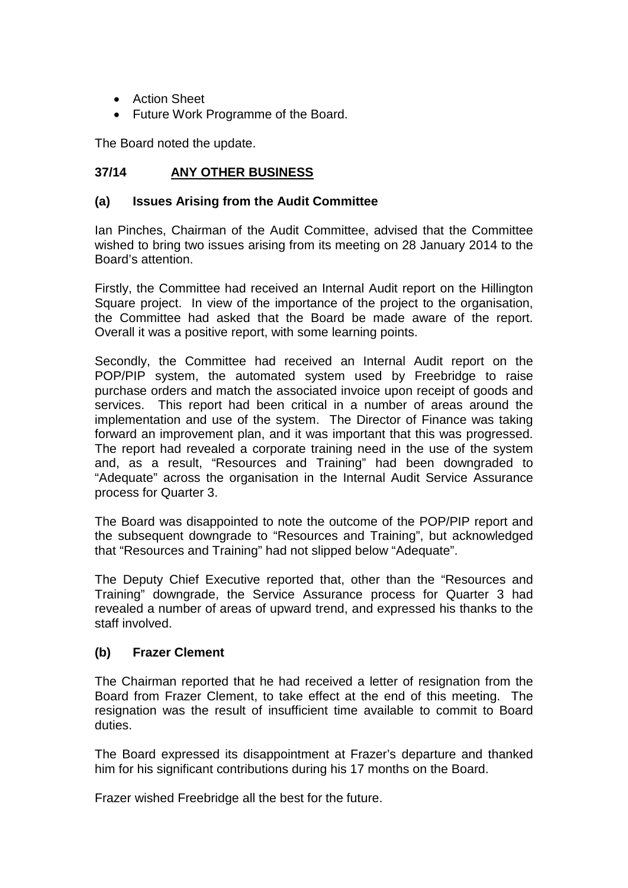- Action Sheet
- Future Work Programme of the Board.

The Board noted the update.

## 37/14 ANY OTHER BUSINESS

### (a) Issues Arising from the Audit Committee

Ian Pinches, Chairman of the Audit Committee, advised that the Committee wished to bring two issues arising from its meeting on 28 January 2014 to the Board's attention.

Firstly, the Committee had received an Internal Audit report on the Hillington Square project. In view of the importance of the project to the organisation, the Committee had asked that the Board be made aware of the report. Overall it was a positive report, with some learning points.

Secondly, the Committee had received an Internal Audit report on the POP/PIP system, the automated system used by Freebridge to raise purchase orders and match the associated invoice upon receipt of goods and services. This report had been critical in a number of areas around the implementation and use of the system. The Director of Finance was taking forward an improvement plan, and it was important that this was progressed. The report had revealed a corporate training need in the use of the system and, as a result, "Resources and Training" had been downgraded to "Adequate" across the organisation in the Internal Audit Service Assurance process for Quarter 3.

The Board was disappointed to note the outcome of the POP/PIP report and the subsequent downgrade to "Resources and Training", but acknowledged that "Resources and Training" had not slipped below "Adequate".

The Deputy Chief Executive reported that, other than the "Resources and Training" downgrade, the Service Assurance process for Quarter 3 had revealed a number of areas of upward trend, and expressed his thanks to the staff involved.

### (b) Frazer Clement

The Chairman reported that he had received a letter of resignation from the Board from Frazer Clement, to take effect at the end of this meeting. The resignation was the result of insufficient time available to commit to Board duties.

The Board expressed its disappointment at Frazer's departure and thanked him for his significant contributions during his 17 months on the Board.

Frazer wished Freebridge all the best for the future.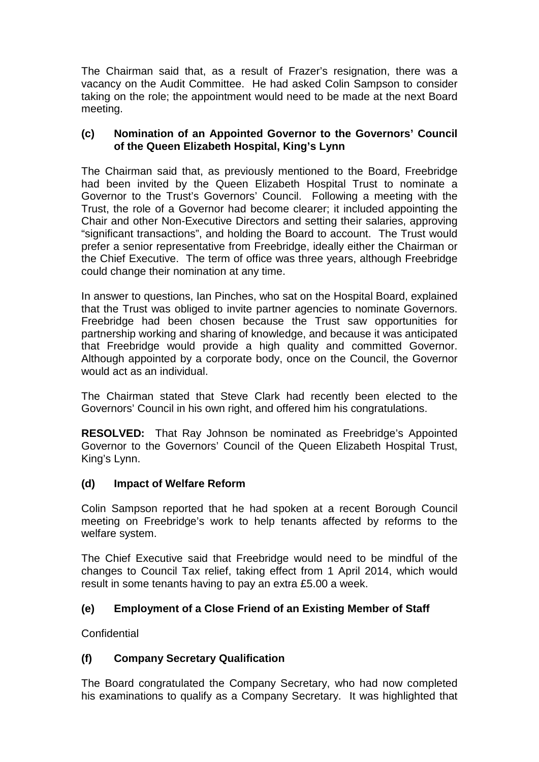The Chairman said that, as a result of Frazer's resignation, there was a vacancy on the Audit Committee. He had asked Colin Sampson to consider taking on the role; the appointment would need to be made at the next Board meeting.

**(c) Nomination of an Appointed Governor to the Governors' Council of the Queen Elizabeth Hospital, King's Lynn**

The Chairman said that, as previously mentioned to the Board, Freebridge had been invited by the Queen Elizabeth Hospital Trust to nominate a Governor to the Trust's Governors' Council. Following a meeting with the Trust, the role of a Governor had become clearer; it included appointing the Chair and other Non-Executive Directors and setting their salaries, approving "significant transactions", and holding the Board to account. The Trust would prefer a senior representative from Freebridge, ideally either the Chairman or the Chief Executive. The term of office was three years, although Freebridge could change their nomination at any time.

In answer to questions, Ian Pinches, who sat on the Hospital Board, explained that the Trust was obliged to invite partner agencies to nominate Governors. Freebridge had been chosen because the Trust saw opportunities for partnership working and sharing of knowledge, and because it was anticipated that Freebridge would provide a high quality and committed Governor. Although appointed by a corporate body, once on the Council, the Governor would act as an individual.

The Chairman stated that Steve Clark had recently been elected to the Governors' Council in his own right, and offered him his congratulations.

**RESOLVED:** That Ray Johnson be nominated as Freebridge's Appointed Governor to the Governors' Council of the Queen Elizabeth Hospital Trust, King's Lynn.

**(d) Impact of Welfare Reform**

Colin Sampson reported that he had spoken at a recent Borough Council meeting on Freebridge's work to help tenants affected by reforms to the welfare system.

The Chief Executive said that Freebridge would need to be mindful of the changes to Council Tax relief, taking effect from 1 April 2014, which would result in some tenants having to pay an extra £5.00 a week.

**(e) Employment of a Close Friend of an Existing Member of Staff**

Confidential

**(f) Company Secretary Qualification**

The Board congratulated the Company Secretary, who had now completed his examinations to qualify as a Company Secretary. It was highlighted that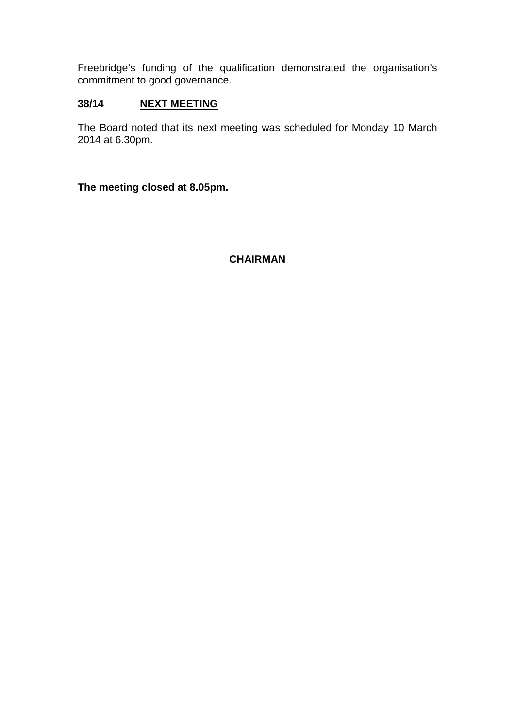Freebridge's funding of the qualification demonstrated the organisation's commitment to good governance.

### 38/14 NEXT MEETING

The Board noted that its next meeting was scheduled for Monday 10 March 2014 at 6.30pm.

**The meeting closed at 8.05pm.**

**CHAIRMAN**